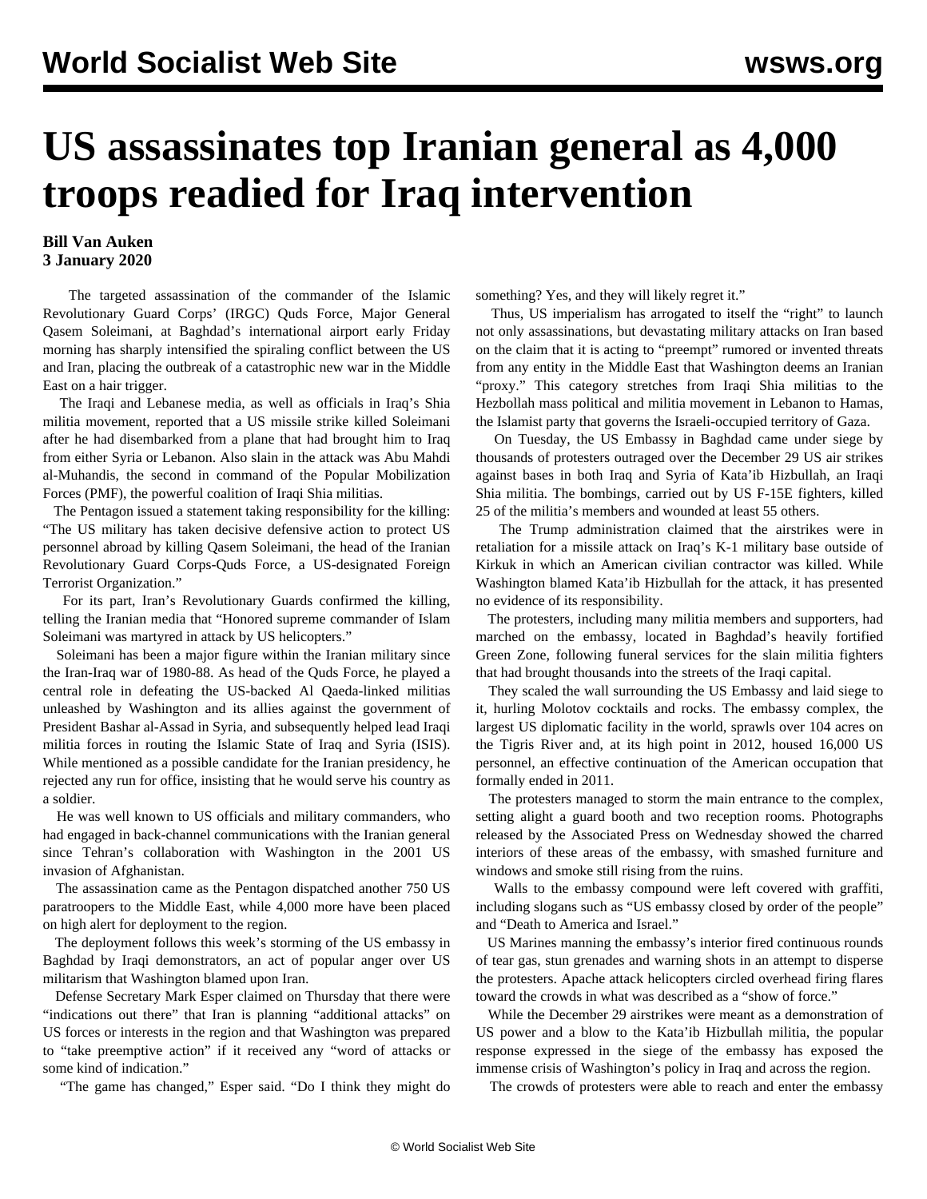# US assassinates top Iranian general as 4,000 troops readied for Iraq intervention

**Bill Van Auken**
**3 January 2020**

The targeted assassination of the commander of the Islamic Revolutionary Guard Corps' (IRGC) Quds Force, Major General Qasem Soleimani, at Baghdad's international airport early Friday morning has sharply intensified the spiraling conflict between the US and Iran, placing the outbreak of a catastrophic new war in the Middle East on a hair trigger.

The Iraqi and Lebanese media, as well as officials in Iraq's Shia militia movement, reported that a US missile strike killed Soleimani after he had disembarked from a plane that had brought him to Iraq from either Syria or Lebanon. Also slain in the attack was Abu Mahdi al-Muhandis, the second in command of the Popular Mobilization Forces (PMF), the powerful coalition of Iraqi Shia militias.

The Pentagon issued a statement taking responsibility for the killing: "The US military has taken decisive defensive action to protect US personnel abroad by killing Qasem Soleimani, the head of the Iranian Revolutionary Guard Corps-Quds Force, a US-designated Foreign Terrorist Organization."

For its part, Iran's Revolutionary Guards confirmed the killing, telling the Iranian media that "Honored supreme commander of Islam Soleimani was martyred in attack by US helicopters."

Soleimani has been a major figure within the Iranian military since the Iran-Iraq war of 1980-88. As head of the Quds Force, he played a central role in defeating the US-backed Al Qaeda-linked militias unleashed by Washington and its allies against the government of President Bashar al-Assad in Syria, and subsequently helped lead Iraqi militia forces in routing the Islamic State of Iraq and Syria (ISIS). While mentioned as a possible candidate for the Iranian presidency, he rejected any run for office, insisting that he would serve his country as a soldier.

He was well known to US officials and military commanders, who had engaged in back-channel communications with the Iranian general since Tehran's collaboration with Washington in the 2001 US invasion of Afghanistan.

The assassination came as the Pentagon dispatched another 750 US paratroopers to the Middle East, while 4,000 more have been placed on high alert for deployment to the region.

The deployment follows this week's storming of the US embassy in Baghdad by Iraqi demonstrators, an act of popular anger over US militarism that Washington blamed upon Iran.

Defense Secretary Mark Esper claimed on Thursday that there were "indications out there" that Iran is planning "additional attacks" on US forces or interests in the region and that Washington was prepared to "take preemptive action" if it received any "word of attacks or some kind of indication."

"The game has changed," Esper said. "Do I think they might do something? Yes, and they will likely regret it."

Thus, US imperialism has arrogated to itself the "right" to launch not only assassinations, but devastating military attacks on Iran based on the claim that it is acting to "preempt" rumored or invented threats from any entity in the Middle East that Washington deems an Iranian "proxy." This category stretches from Iraqi Shia militias to the Hezbollah mass political and militia movement in Lebanon to Hamas, the Islamist party that governs the Israeli-occupied territory of Gaza.

On Tuesday, the US Embassy in Baghdad came under siege by thousands of protesters outraged over the December 29 US air strikes against bases in both Iraq and Syria of Kata'ib Hizbullah, an Iraqi Shia militia. The bombings, carried out by US F-15E fighters, killed 25 of the militia's members and wounded at least 55 others.

The Trump administration claimed that the airstrikes were in retaliation for a missile attack on Iraq's K-1 military base outside of Kirkuk in which an American civilian contractor was killed. While Washington blamed Kata'ib Hizbullah for the attack, it has presented no evidence of its responsibility.

The protesters, including many militia members and supporters, had marched on the embassy, located in Baghdad's heavily fortified Green Zone, following funeral services for the slain militia fighters that had brought thousands into the streets of the Iraqi capital.

They scaled the wall surrounding the US Embassy and laid siege to it, hurling Molotov cocktails and rocks. The embassy complex, the largest US diplomatic facility in the world, sprawls over 104 acres on the Tigris River and, at its high point in 2012, housed 16,000 US personnel, an effective continuation of the American occupation that formally ended in 2011.

The protesters managed to storm the main entrance to the complex, setting alight a guard booth and two reception rooms. Photographs released by the Associated Press on Wednesday showed the charred interiors of these areas of the embassy, with smashed furniture and windows and smoke still rising from the ruins.

Walls to the embassy compound were left covered with graffiti, including slogans such as "US embassy closed by order of the people" and "Death to America and Israel."

US Marines manning the embassy's interior fired continuous rounds of tear gas, stun grenades and warning shots in an attempt to disperse the protesters. Apache attack helicopters circled overhead firing flares toward the crowds in what was described as a "show of force."

While the December 29 airstrikes were meant as a demonstration of US power and a blow to the Kata'ib Hizbullah militia, the popular response expressed in the siege of the embassy has exposed the immense crisis of Washington's policy in Iraq and across the region.

The crowds of protesters were able to reach and enter the embassy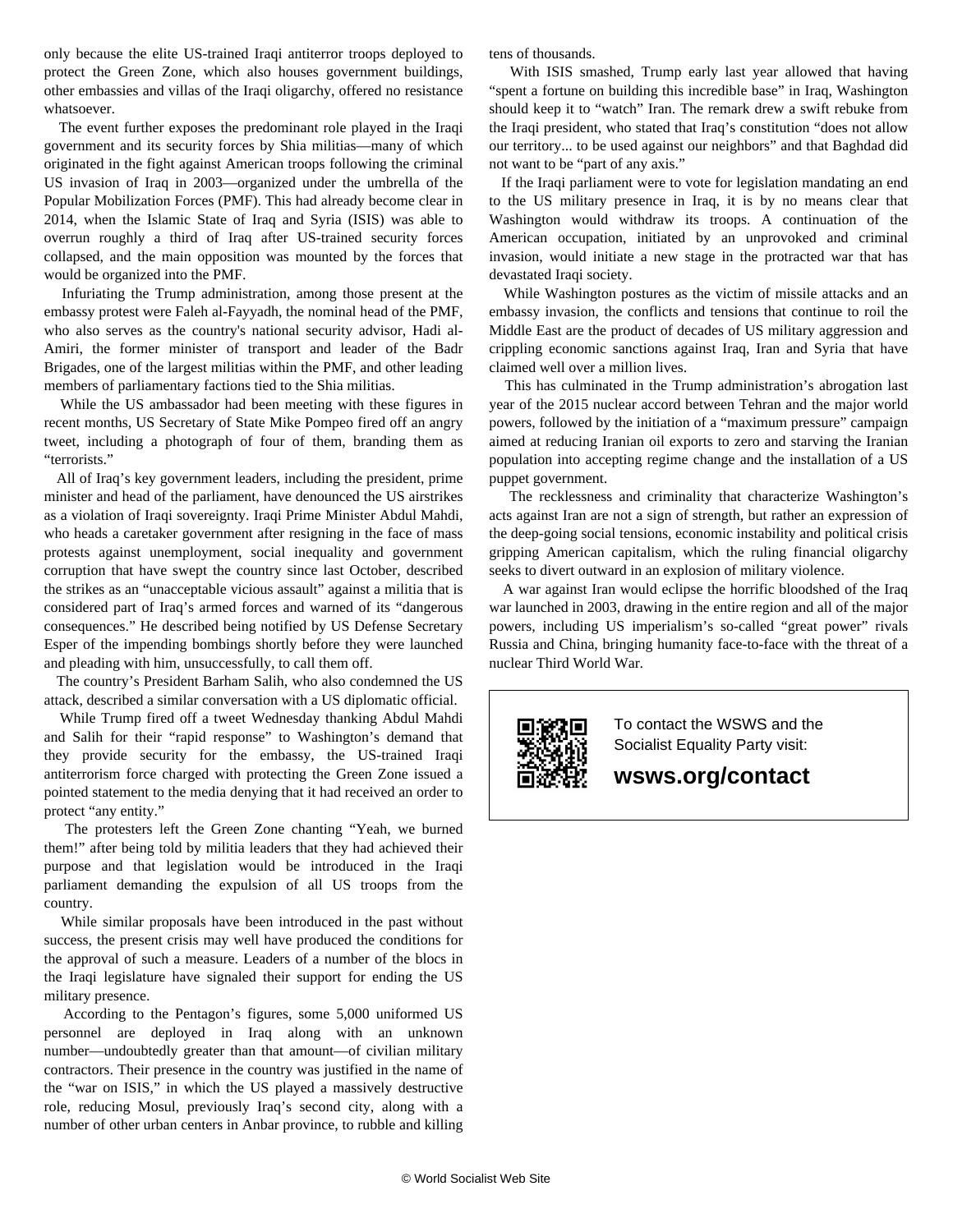only because the elite US-trained Iraqi antiterror troops deployed to protect the Green Zone, which also houses government buildings, other embassies and villas of the Iraqi oligarchy, offered no resistance whatsoever.

The event further exposes the predominant role played in the Iraqi government and its security forces by Shia militias—many of which originated in the fight against American troops following the criminal US invasion of Iraq in 2003—organized under the umbrella of the Popular Mobilization Forces (PMF). This had already become clear in 2014, when the Islamic State of Iraq and Syria (ISIS) was able to overrun roughly a third of Iraq after US-trained security forces collapsed, and the main opposition was mounted by the forces that would be organized into the PMF.

Infuriating the Trump administration, among those present at the embassy protest were Faleh al-Fayyadh, the nominal head of the PMF, who also serves as the country's national security advisor, Hadi al-Amiri, the former minister of transport and leader of the Badr Brigades, one of the largest militias within the PMF, and other leading members of parliamentary factions tied to the Shia militias.

While the US ambassador had been meeting with these figures in recent months, US Secretary of State Mike Pompeo fired off an angry tweet, including a photograph of four of them, branding them as "terrorists."

All of Iraq's key government leaders, including the president, prime minister and head of the parliament, have denounced the US airstrikes as a violation of Iraqi sovereignty. Iraqi Prime Minister Abdul Mahdi, who heads a caretaker government after resigning in the face of mass protests against unemployment, social inequality and government corruption that have swept the country since last October, described the strikes as an "unacceptable vicious assault" against a militia that is considered part of Iraq's armed forces and warned of its "dangerous consequences." He described being notified by US Defense Secretary Esper of the impending bombings shortly before they were launched and pleading with him, unsuccessfully, to call them off.

The country's President Barham Salih, who also condemned the US attack, described a similar conversation with a US diplomatic official.

While Trump fired off a tweet Wednesday thanking Abdul Mahdi and Salih for their "rapid response" to Washington's demand that they provide security for the embassy, the US-trained Iraqi antiterrorism force charged with protecting the Green Zone issued a pointed statement to the media denying that it had received an order to protect "any entity."

The protesters left the Green Zone chanting "Yeah, we burned them!" after being told by militia leaders that they had achieved their purpose and that legislation would be introduced in the Iraqi parliament demanding the expulsion of all US troops from the country.

While similar proposals have been introduced in the past without success, the present crisis may well have produced the conditions for the approval of such a measure. Leaders of a number of the blocs in the Iraqi legislature have signaled their support for ending the US military presence.

According to the Pentagon's figures, some 5,000 uniformed US personnel are deployed in Iraq along with an unknown number—undoubtedly greater than that amount—of civilian military contractors. Their presence in the country was justified in the name of the "war on ISIS," in which the US played a massively destructive role, reducing Mosul, previously Iraq's second city, along with a number of other urban centers in Anbar province, to rubble and killing tens of thousands.

With ISIS smashed, Trump early last year allowed that having "spent a fortune on building this incredible base" in Iraq, Washington should keep it to "watch" Iran. The remark drew a swift rebuke from the Iraqi president, who stated that Iraq's constitution "does not allow our territory... to be used against our neighbors" and that Baghdad did not want to be "part of any axis."

If the Iraqi parliament were to vote for legislation mandating an end to the US military presence in Iraq, it is by no means clear that Washington would withdraw its troops. A continuation of the American occupation, initiated by an unprovoked and criminal invasion, would initiate a new stage in the protracted war that has devastated Iraqi society.

While Washington postures as the victim of missile attacks and an embassy invasion, the conflicts and tensions that continue to roil the Middle East are the product of decades of US military aggression and crippling economic sanctions against Iraq, Iran and Syria that have claimed well over a million lives.

This has culminated in the Trump administration's abrogation last year of the 2015 nuclear accord between Tehran and the major world powers, followed by the initiation of a "maximum pressure" campaign aimed at reducing Iranian oil exports to zero and starving the Iranian population into accepting regime change and the installation of a US puppet government.

The recklessness and criminality that characterize Washington's acts against Iran are not a sign of strength, but rather an expression of the deep-going social tensions, economic instability and political crisis gripping American capitalism, which the ruling financial oligarchy seeks to divert outward in an explosion of military violence.

A war against Iran would eclipse the horrific bloodshed of the Iraq war launched in 2003, drawing in the entire region and all of the major powers, including US imperialism's so-called "great power" rivals Russia and China, bringing humanity face-to-face with the threat of a nuclear Third World War.

To contact the WSWS and the Socialist Equality Party visit:

**wsws.org/contact**